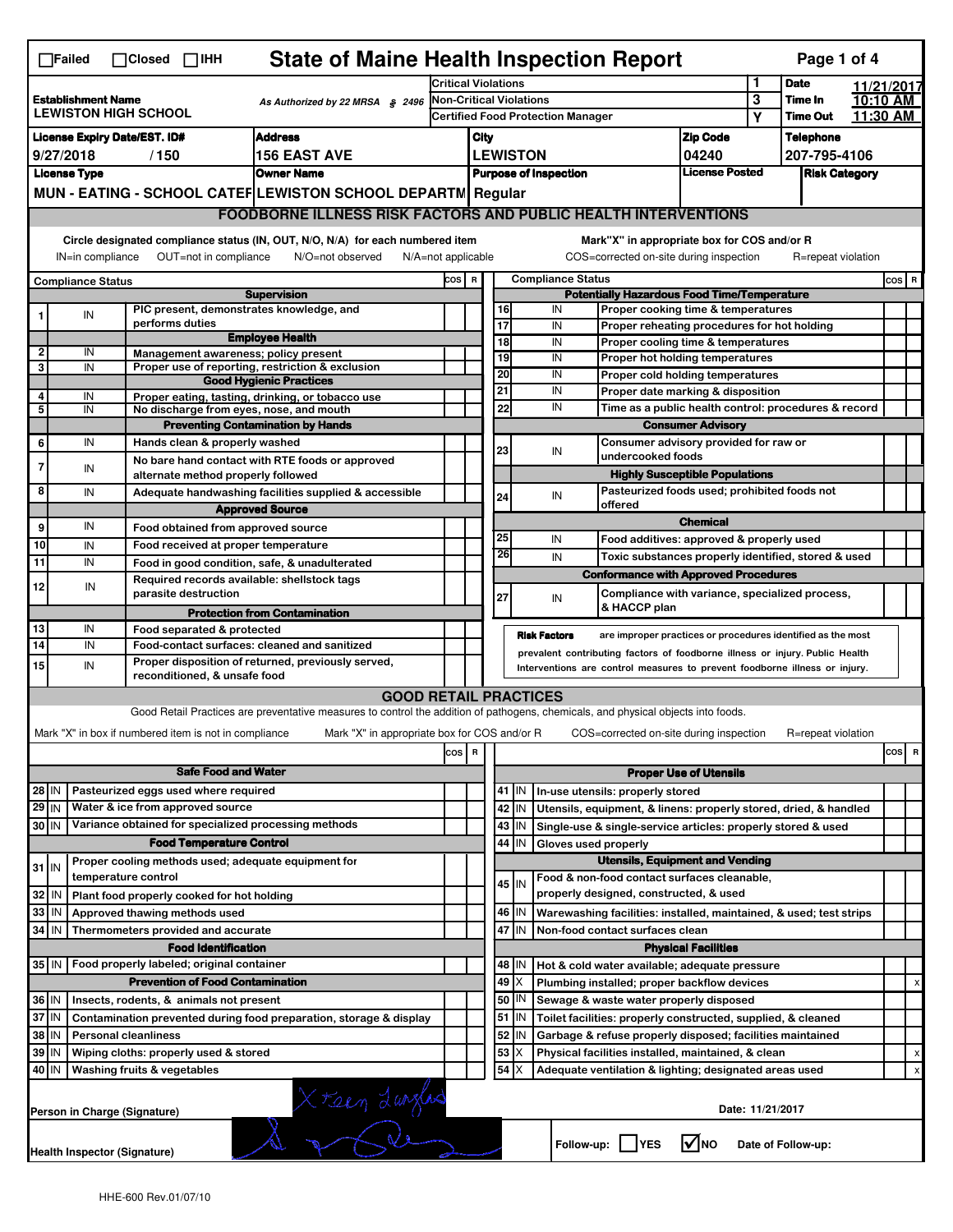☐Failed ☐Closed ☐IHH

# State of Maine Health Inspection Report

| | | | | |
|---|---|---|---|---|
| **Establishment Name** LEWISTON HIGH SCHOOL | As Authorized by 22 MRSA § 2496 | Critical Violations | 1 | **Date** 11/21/2017 |
| | | Non-Critical Violations | 3 | **Time In** 10:10 AM |
| | | Certified Food Protection Manager | Y | **Time Out** 11:30 AM |

| License Expiry Date/EST. ID# | Address | City | Zip Code | Telephone |
|---|---|---|---|---|
| 9/27/2018 / 150 | 156 EAST AVE | LEWISTON | 04240 | 207-795-4106 |

| License Type | Owner Name | Purpose of Inspection | License Posted | Risk Category |
|---|---|---|---|---|
| MUN - EATING - SCHOOL CATEF | LEWISTON SCHOOL DEPARTM | Regular | | |

## FOODBORNE ILLNESS RISK FACTORS AND PUBLIC HEALTH INTERVENTIONS

Circle designated compliance status (IN, OUT, N/O, N/A) for each numbered item — IN=in compliance OUT=not in compliance N/O=not observed N/A=not applicable

Mark"X" in appropriate box for COS and/or R — COS=corrected on-site during inspection R=repeat violation

| # | Compliance Status | Item | COS | R |
|---|---|---|---|---|
| | | **Supervision** | | |
| 1 | IN | PIC present, demonstrates knowledge, and performs duties | | |
| | | **Employee Health** | | |
| 2 | IN | Management awareness; policy present | | |
| 3 | IN | Proper use of reporting, restriction & exclusion | | |
| | | **Good Hygienic Practices** | | |
| 4 | IN | Proper eating, tasting, drinking, or tobacco use | | |
| 5 | IN | No discharge from eyes, nose, and mouth | | |
| | | **Preventing Contamination by Hands** | | |
| 6 | IN | Hands clean & properly washed | | |
| 7 | IN | No bare hand contact with RTE foods or approved alternate method properly followed | | |
| 8 | IN | Adequate handwashing facilities supplied & accessible | | |
| | | **Approved Source** | | |
| 9 | IN | Food obtained from approved source | | |
| 10 | IN | Food received at proper temperature | | |
| 11 | IN | Food in good condition, safe, & unadulterated | | |
| 12 | IN | Required records available: shellstock tags parasite destruction | | |
| | | **Protection from Contamination** | | |
| 13 | IN | Food separated & protected | | |
| 14 | IN | Food-contact surfaces: cleaned and sanitized | | |
| 15 | IN | Proper disposition of returned, previously served, reconditioned, & unsafe food | | |
| | | **Potentially Hazardous Food Time/Temperature** | | |
| 16 | IN | Proper cooking time & temperatures | | |
| 17 | IN | Proper reheating procedures for hot holding | | |
| 18 | IN | Proper cooling time & temperatures | | |
| 19 | IN | Proper hot holding temperatures | | |
| 20 | IN | Proper cold holding temperatures | | |
| 21 | IN | Proper date marking & disposition | | |
| 22 | IN | Time as a public health control: procedures & record | | |
| | | **Consumer Advisory** | | |
| 23 | IN | Consumer advisory provided for raw or undercooked foods | | |
| | | **Highly Susceptible Populations** | | |
| 24 | IN | Pasteurized foods used; prohibited foods not offered | | |
| | | **Chemical** | | |
| 25 | IN | Food additives: approved & properly used | | |
| 26 | IN | Toxic substances properly identified, stored & used | | |
| | | **Conformance with Approved Procedures** | | |
| 27 | IN | Compliance with variance, specialized process, & HACCP plan | | |

**Risk Factors** are improper practices or procedures identified as the most prevalent contributing factors of foodborne illness or injury. Public Health Interventions are control measures to prevent foodborne illness or injury.

## GOOD RETAIL PRACTICES

Good Retail Practices are preventative measures to control the addition of pathogens, chemicals, and physical objects into foods.

Mark "X" in box if numbered item is not in compliance — Mark "X" in appropriate box for COS and/or R — COS=corrected on-site during inspection R=repeat violation

| # | Status | Item | COS | R |
|---|---|---|---|---|
| | | **Safe Food and Water** | | |
| 28 | IN | Pasteurized eggs used where required | | |
| 29 | IN | Water & ice from approved source | | |
| 30 | IN | Variance obtained for specialized processing methods | | |
| | | **Food Temperature Control** | | |
| 31 | IN | Proper cooling methods used; adequate equipment for temperature control | | |
| 32 | IN | Plant food properly cooked for hot holding | | |
| 33 | IN | Approved thawing methods used | | |
| 34 | IN | Thermometers provided and accurate | | |
| | | **Food Identification** | | |
| 35 | IN | Food properly labeled; original container | | |
| | | **Prevention of Food Contamination** | | |
| 36 | IN | Insects, rodents, & animals not present | | |
| 37 | IN | Contamination prevented during food preparation, storage & display | | |
| 38 | IN | Personal cleanliness | | |
| 39 | IN | Wiping cloths: properly used & stored | | |
| 40 | IN | Washing fruits & vegetables | | |
| | | **Proper Use of Utensils** | | |
| 41 | IN | In-use utensils: properly stored | | |
| 42 | IN | Utensils, equipment, & linens: properly stored, dried, & handled | | |
| 43 | IN | Single-use & single-service articles: properly stored & used | | |
| 44 | IN | Gloves used properly | | |
| | | **Utensils, Equipment and Vending** | | |
| 45 | IN | Food & non-food contact surfaces cleanable, properly designed, constructed, & used | | |
| 46 | IN | Warewashing facilities: installed, maintained, & used; test strips | | |
| 47 | IN | Non-food contact surfaces clean | | |
| | | **Physical Facilities** | | |
| 48 | IN | Hot & cold water available; adequate pressure | | |
| 49 | X | Plumbing installed; proper backflow devices | | x |
| 50 | IN | Sewage & waste water properly disposed | | |
| 51 | IN | Toilet facilities: properly constructed, supplied, & cleaned | | |
| 52 | IN | Garbage & refuse properly disposed; facilities maintained | | |
| 53 | X | Physical facilities installed, maintained, & clean | | x |
| 54 | X | Adequate ventilation & lighting; designated areas used | | x |

Person in Charge (Signature): X Karen Langlais

Date: 11/21/2017

Health Inspector (Signature):

Follow-up: ☐ YES ☑ NO Date of Follow-up:

HHE-600 Rev.01/07/10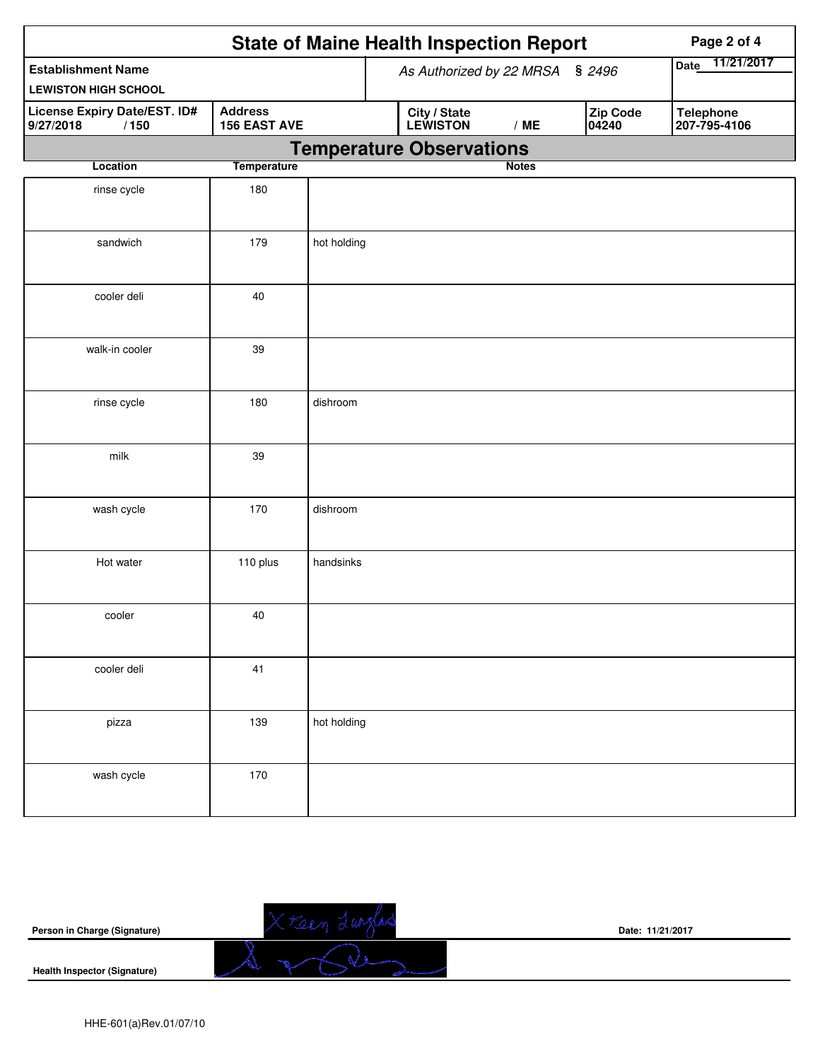# State of Maine Health Inspection Report

| Establishment Name | As Authorized by 22 MRSA § 2496 | Date 11/21/2017 |
|---|---|---|
| LEWISTON HIGH SCHOOL | | |

| License Expiry Date/EST. ID# | Address | City / State | Zip Code | Telephone |
|---|---|---|---|---|
| 9/27/2018 / 150 | 156 EAST AVE | LEWISTON / ME | 04240 | 207-795-4106 |

## Temperature Observations

| Location | Temperature | Notes |
|---|---|---|
| rinse cycle | 180 | |
| sandwich | 179 | hot holding |
| cooler deli | 40 | |
| walk-in cooler | 39 | |
| rinse cycle | 180 | dishroom |
| milk | 39 | |
| wash cycle | 170 | dishroom |
| Hot water | 110 plus | handsinks |
| cooler | 40 | |
| cooler deli | 41 | |
| pizza | 139 | hot holding |
| wash cycle | 170 | |

Person in Charge (Signature) &nbsp;&nbsp;&nbsp; Date: 11/21/2017

Health Inspector (Signature)

HHE-601(a)Rev.01/07/10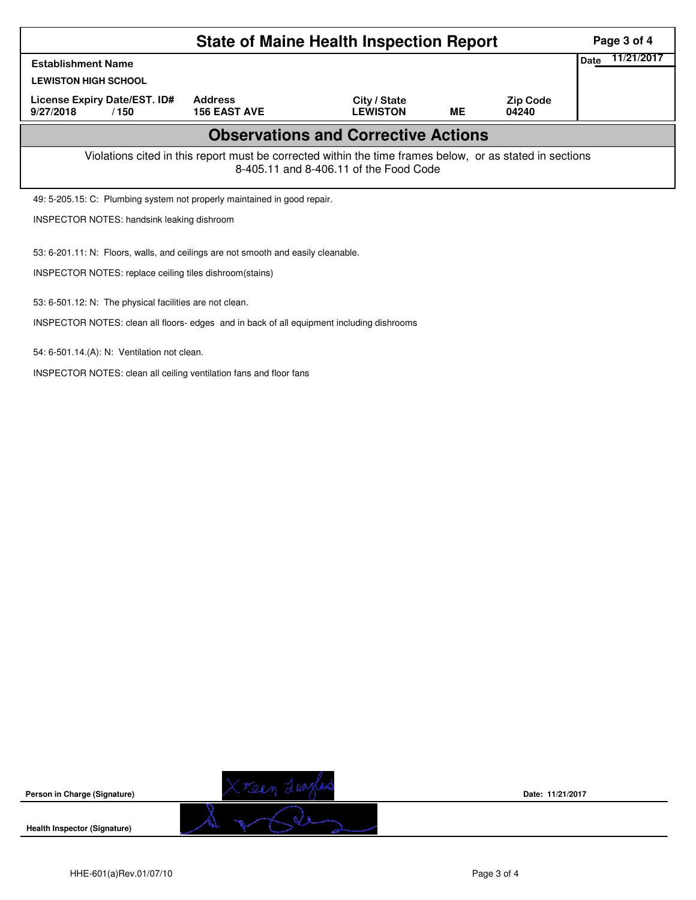# State of Maine Health Inspection Report

| Establishment Name | | | | | Date 11/21/2017 |
|---|---|---|---|---|---|
| LEWISTON HIGH SCHOOL | | | | | |
| License Expiry Date/EST. ID# | Address | City / State | | Zip Code | |
| 9/27/2018 / 150 | 156 EAST AVE | LEWISTON | ME | 04240 | |

## Observations and Corrective Actions

Violations cited in this report must be corrected within the time frames below, or as stated in sections 8-405.11 and 8-406.11 of the Food Code

49: 5-205.15: C: Plumbing system not properly maintained in good repair.

INSPECTOR NOTES: handsink leaking dishroom

53: 6-201.11: N: Floors, walls, and ceilings are not smooth and easily cleanable.

INSPECTOR NOTES: replace ceiling tiles dishroom(stains)

53: 6-501.12: N: The physical facilities are not clean.

INSPECTOR NOTES: clean all floors- edges and in back of all equipment including dishrooms

54: 6-501.14.(A): N: Ventilation not clean.

INSPECTOR NOTES: clean all ceiling ventilation fans and floor fans

Person in Charge (Signature) X Kean Langlais    Date: 11/21/2017

Health Inspector (Signature)

HHE-601(a)Rev.01/07/10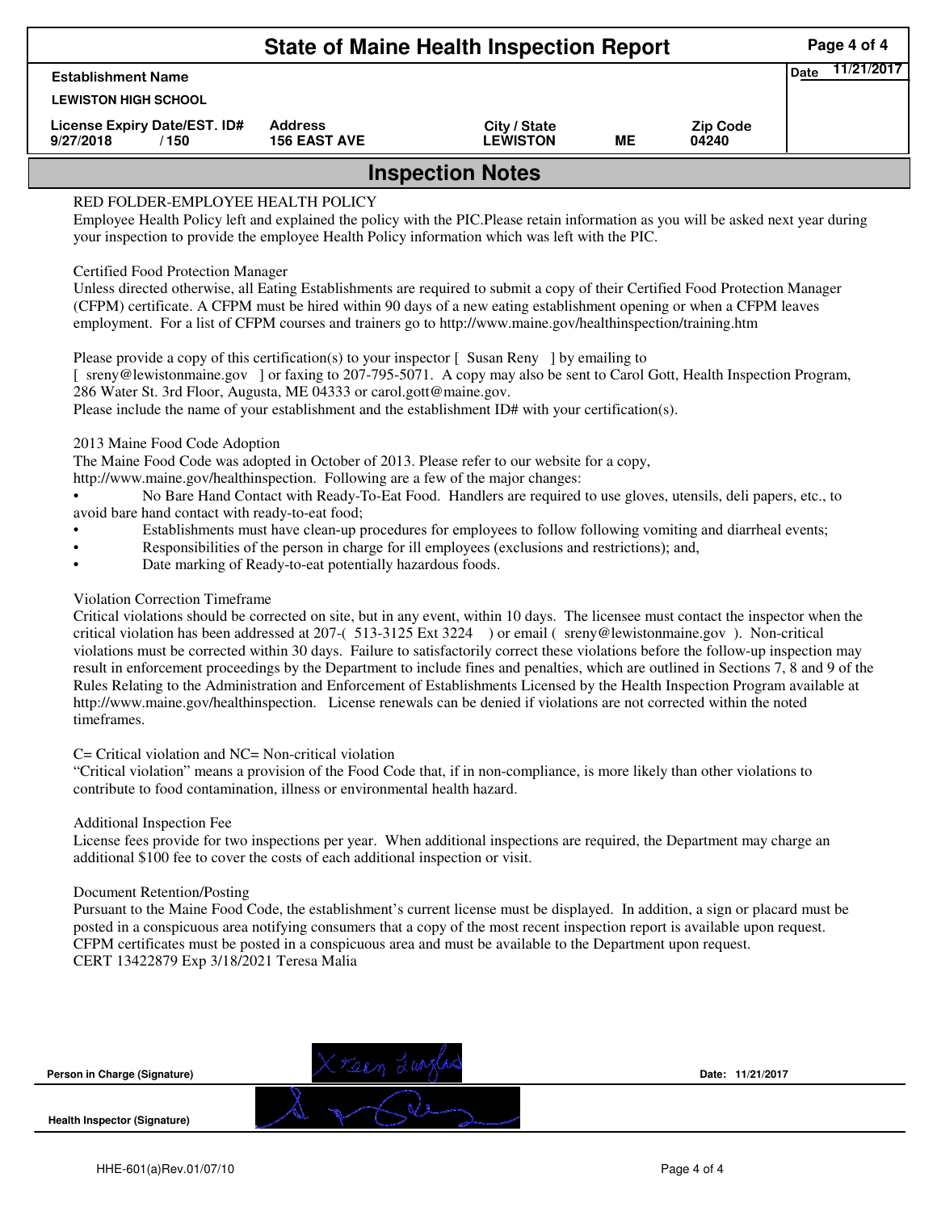# State of Maine Health Inspection Report

| Establishment Name | | | | | Date 11/21/2017 |
|---|---|---|---|---|---|
| LEWISTON HIGH SCHOOL | | | | | |
| License Expiry Date/EST. ID# | Address | City / State | | Zip Code | |
| 9/27/2018 / 150 | 156 EAST AVE | LEWISTON | ME | 04240 | |

## Inspection Notes

RED FOLDER-EMPLOYEE HEALTH POLICY

Employee Health Policy left and explained the policy with the PIC.Please retain information as you will be asked next year during your inspection to provide the employee Health Policy information which was left with the PIC.

Certified Food Protection Manager

Unless directed otherwise, all Eating Establishments are required to submit a copy of their Certified Food Protection Manager (CFPM) certificate. A CFPM must be hired within 90 days of a new eating establishment opening or when a CFPM leaves employment. For a list of CFPM courses and trainers go to http://www.maine.gov/healthinspection/training.htm

Please provide a copy of this certification(s) to your inspector [ Susan Reny ] by emailing to [ sreny@lewistonmaine.gov ] or faxing to 207-795-5071. A copy may also be sent to Carol Gott, Health Inspection Program, 286 Water St. 3rd Floor, Augusta, ME 04333 or carol.gott@maine.gov.

Please include the name of your establishment and the establishment ID# with your certification(s).

2013 Maine Food Code Adoption

The Maine Food Code was adopted in October of 2013. Please refer to our website for a copy, http://www.maine.gov/healthinspection. Following are a few of the major changes:

- No Bare Hand Contact with Ready-To-Eat Food. Handlers are required to use gloves, utensils, deli papers, etc., to avoid bare hand contact with ready-to-eat food;
- Establishments must have clean-up procedures for employees to follow following vomiting and diarrheal events;
- Responsibilities of the person in charge for ill employees (exclusions and restrictions); and,
- Date marking of Ready-to-eat potentially hazardous foods.

Violation Correction Timeframe

Critical violations should be corrected on site, but in any event, within 10 days. The licensee must contact the inspector when the critical violation has been addressed at 207-( 513-3125 Ext 3224 ) or email ( sreny@lewistonmaine.gov ). Non-critical violations must be corrected within 30 days. Failure to satisfactorily correct these violations before the follow-up inspection may result in enforcement proceedings by the Department to include fines and penalties, which are outlined in Sections 7, 8 and 9 of the Rules Relating to the Administration and Enforcement of Establishments Licensed by the Health Inspection Program available at http://www.maine.gov/healthinspection. License renewals can be denied if violations are not corrected within the noted timeframes.

C= Critical violation and NC= Non-critical violation

"Critical violation" means a provision of the Food Code that, if in non-compliance, is more likely than other violations to contribute to food contamination, illness or environmental health hazard.

Additional Inspection Fee

License fees provide for two inspections per year. When additional inspections are required, the Department may charge an additional $100 fee to cover the costs of each additional inspection or visit.

Document Retention/Posting

Pursuant to the Maine Food Code, the establishment's current license must be displayed. In addition, a sign or placard must be posted in a conspicuous area notifying consumers that a copy of the most recent inspection report is available upon request. CFPM certificates must be posted in a conspicuous area and must be available to the Department upon request.

CERT 13422879 Exp 3/18/2021 Teresa Malia

Person in Charge (Signature) — Date: 11/21/2017

Health Inspector (Signature)

HHE-601(a)Rev.01/07/10